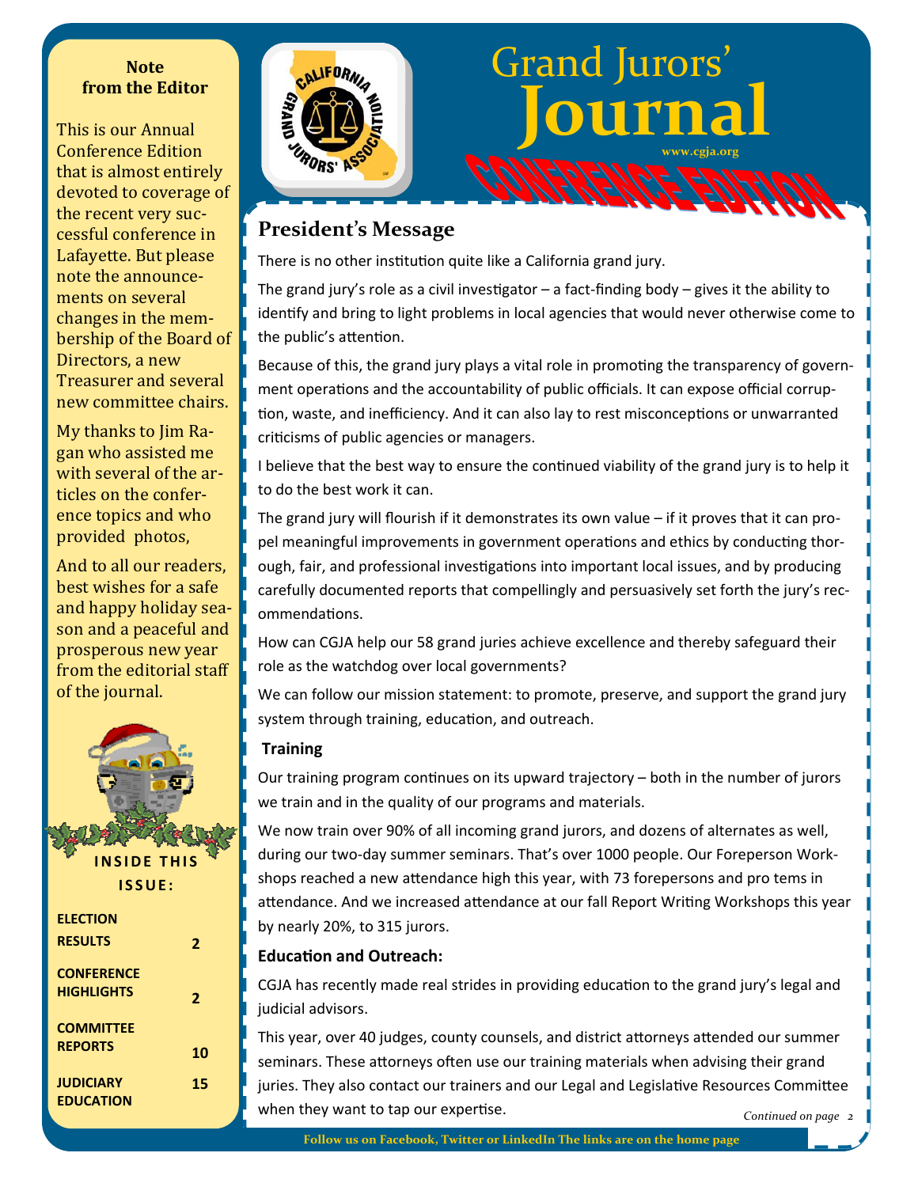# Grand Jurors' Journal

www.cgja.org

CONFERENCE EDITION

## Note from the Editor

This is our Annual Conference Edition that is almost entirely devoted to coverage of the recent very successful conference in Lafayette. But please note the announcements on several changes in the membership of the Board of Directors, a new Treasurer and several new committee chairs.

My thanks to Jim Ragan who assisted me with several of the articles on the conference topics and who provided photos,

And to all our readers, best wishes for a safe and happy holiday season and a peaceful and prosperous new year from the editorial staff of the journal.

**INSIDE THIS ISSUE:**

| | |
|---|---|
| **ELECTION RESULTS** | **2** |
| **CONFERENCE HIGHLIGHTS** | **2** |
| **COMMITTEE REPORTS** | **10** |
| **JUDICIARY EDUCATION** | **15** |

## President's Message

There is no other institution quite like a California grand jury.

The grand jury's role as a civil investigator – a fact-finding body – gives it the ability to identify and bring to light problems in local agencies that would never otherwise come to the public's attention.

Because of this, the grand jury plays a vital role in promoting the transparency of government operations and the accountability of public officials. It can expose official corruption, waste, and inefficiency. And it can also lay to rest misconceptions or unwarranted criticisms of public agencies or managers.

I believe that the best way to ensure the continued viability of the grand jury is to help it to do the best work it can.

The grand jury will flourish if it demonstrates its own value – if it proves that it can propel meaningful improvements in government operations and ethics by conducting thorough, fair, and professional investigations into important local issues, and by producing carefully documented reports that compellingly and persuasively set forth the jury's recommendations.

How can CGJA help our 58 grand juries achieve excellence and thereby safeguard their role as the watchdog over local governments?

We can follow our mission statement: to promote, preserve, and support the grand jury system through training, education, and outreach.

### Training

Our training program continues on its upward trajectory – both in the number of jurors we train and in the quality of our programs and materials.

We now train over 90% of all incoming grand jurors, and dozens of alternates as well, during our two-day summer seminars. That's over 1000 people. Our Foreperson Workshops reached a new attendance high this year, with 73 forepersons and pro tems in attendance. And we increased attendance at our fall Report Writing Workshops this year by nearly 20%, to 315 jurors.

### Education and Outreach:

CGJA has recently made real strides in providing education to the grand jury's legal and judicial advisors.

This year, over 40 judges, county counsels, and district attorneys attended our summer seminars. These attorneys often use our training materials when advising their grand juries. They also contact our trainers and our Legal and Legislative Resources Committee when they want to tap our expertise.

*Continued on page 2*

Follow us on Facebook, Twitter or LinkedIn The links are on the home page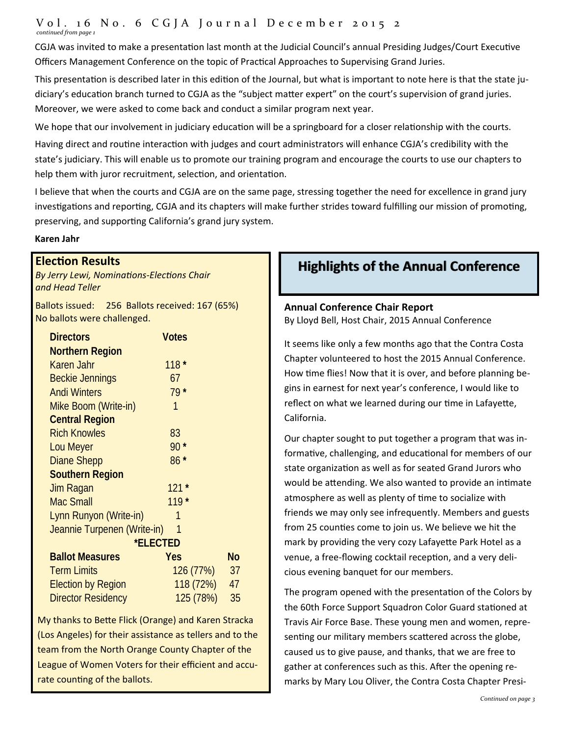*continued from page 1*

CGJA was invited to make a presentation last month at the Judicial Council's annual Presiding Judges/Court Executive Officers Management Conference on the topic of Practical Approaches to Supervising Grand Juries.

This presentation is described later in this edition of the Journal, but what is important to note here is that the state judiciary's education branch turned to CGJA as the "subject matter expert" on the court's supervision of grand juries. Moreover, we were asked to come back and conduct a similar program next year.

We hope that our involvement in judiciary education will be a springboard for a closer relationship with the courts.

Having direct and routine interaction with judges and court administrators will enhance CGJA's credibility with the state's judiciary. This will enable us to promote our training program and encourage the courts to use our chapters to help them with juror recruitment, selection, and orientation.

I believe that when the courts and CGJA are on the same page, stressing together the need for excellence in grand jury investigations and reporting, CGJA and its chapters will make further strides toward fulfilling our mission of promoting, preserving, and supporting California's grand jury system.

**Karen Jahr**

## Election Results

*By Jerry Lewi, Nominations-Elections Chair and Head Teller*

Ballots issued: 256 Ballots received: 167 (65%)
No ballots were challenged.

| Directors | Votes |
|---|---|
| **Northern Region** | |
| Karen Jahr | 118 * |
| Beckie Jennings | 67 |
| Andi Winters | 79 * |
| Mike Boom (Write-in) | 1 |
| **Central Region** | |
| Rich Knowles | 83 |
| Lou Meyer | 90 * |
| Diane Shepp | 86 * |
| **Southern Region** | |
| Jim Ragan | 121 * |
| Mac Small | 119 * |
| Lynn Runyon (Write-in) | 1 |
| Jeannie Turpenen (Write-in) | 1 |

*ELECTED

| Ballot Measures | Yes | No |
|---|---|---|
| Term Limits | 126 (77%) | 37 |
| Election by Region | 118 (72%) | 47 |
| Director Residency | 125 (78%) | 35 |

My thanks to Bette Flick (Orange) and Karen Stracka (Los Angeles) for their assistance as tellers and to the team from the North Orange County Chapter of the League of Women Voters for their efficient and accurate counting of the ballots.

## Highlights of the Annual Conference

### Annual Conference Chair Report

By Lloyd Bell, Host Chair, 2015 Annual Conference

It seems like only a few months ago that the Contra Costa Chapter volunteered to host the 2015 Annual Conference. How time flies! Now that it is over, and before planning begins in earnest for next year's conference, I would like to reflect on what we learned during our time in Lafayette, California.

Our chapter sought to put together a program that was informative, challenging, and educational for members of our state organization as well as for seated Grand Jurors who would be attending. We also wanted to provide an intimate atmosphere as well as plenty of time to socialize with friends we may only see infrequently. Members and guests from 25 counties come to join us. We believe we hit the mark by providing the very cozy Lafayette Park Hotel as a venue, a free-flowing cocktail reception, and a very delicious evening banquet for our members.

The program opened with the presentation of the Colors by the 60th Force Support Squadron Color Guard stationed at Travis Air Force Base. These young men and women, representing our military members scattered across the globe, caused us to give pause, and thanks, that we are free to gather at conferences such as this. After the opening remarks by Mary Lou Oliver, the Contra Costa Chapter Presi-

*Continued on page 3*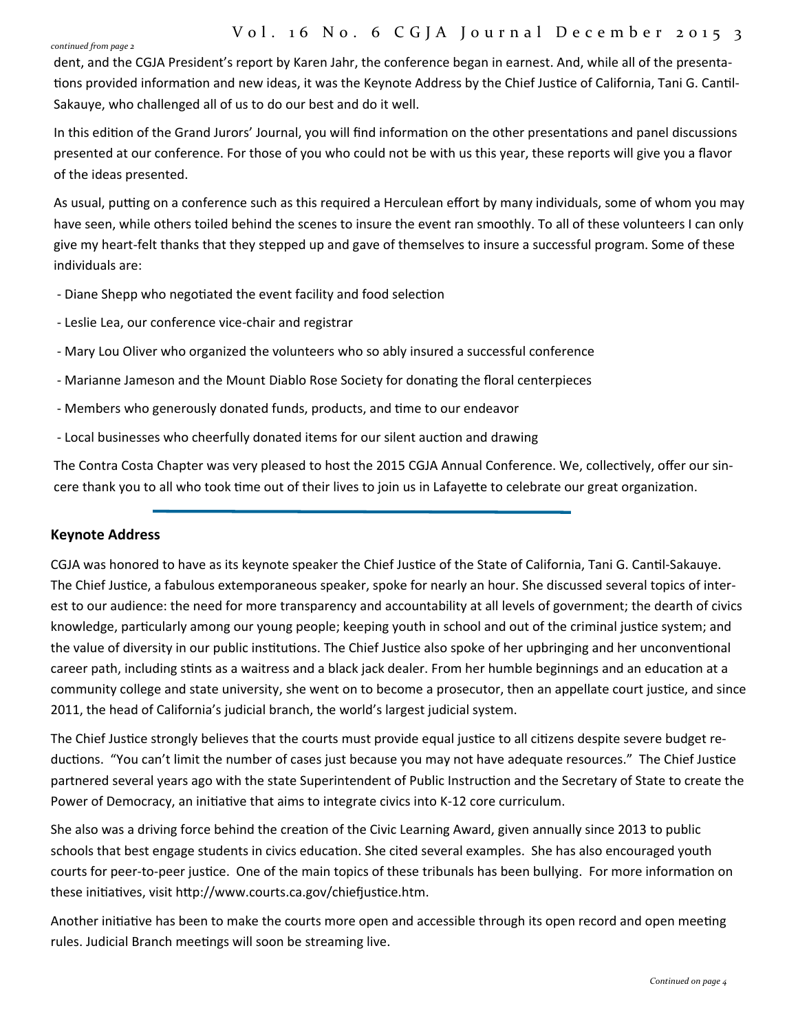*continued from page 2*

dent, and the CGJA President's report by Karen Jahr, the conference began in earnest. And, while all of the presentations provided information and new ideas, it was the Keynote Address by the Chief Justice of California, Tani G. Cantil-Sakauye, who challenged all of us to do our best and do it well.

In this edition of the Grand Jurors' Journal, you will find information on the other presentations and panel discussions presented at our conference. For those of you who could not be with us this year, these reports will give you a flavor of the ideas presented.

As usual, putting on a conference such as this required a Herculean effort by many individuals, some of whom you may have seen, while others toiled behind the scenes to insure the event ran smoothly. To all of these volunteers I can only give my heart-felt thanks that they stepped up and gave of themselves to insure a successful program. Some of these individuals are:

- Diane Shepp who negotiated the event facility and food selection
- Leslie Lea, our conference vice-chair and registrar
- Mary Lou Oliver who organized the volunteers who so ably insured a successful conference
- Marianne Jameson and the Mount Diablo Rose Society for donating the floral centerpieces
- Members who generously donated funds, products, and time to our endeavor
- Local businesses who cheerfully donated items for our silent auction and drawing

The Contra Costa Chapter was very pleased to host the 2015 CGJA Annual Conference. We, collectively, offer our sincere thank you to all who took time out of their lives to join us in Lafayette to celebrate our great organization.

## Keynote Address

CGJA was honored to have as its keynote speaker the Chief Justice of the State of California, Tani G. Cantil-Sakauye. The Chief Justice, a fabulous extemporaneous speaker, spoke for nearly an hour. She discussed several topics of interest to our audience: the need for more transparency and accountability at all levels of government; the dearth of civics knowledge, particularly among our young people; keeping youth in school and out of the criminal justice system; and the value of diversity in our public institutions. The Chief Justice also spoke of her upbringing and her unconventional career path, including stints as a waitress and a black jack dealer. From her humble beginnings and an education at a community college and state university, she went on to become a prosecutor, then an appellate court justice, and since 2011, the head of California's judicial branch, the world's largest judicial system.

The Chief Justice strongly believes that the courts must provide equal justice to all citizens despite severe budget reductions. "You can't limit the number of cases just because you may not have adequate resources." The Chief Justice partnered several years ago with the state Superintendent of Public Instruction and the Secretary of State to create the Power of Democracy, an initiative that aims to integrate civics into K-12 core curriculum.

She also was a driving force behind the creation of the Civic Learning Award, given annually since 2013 to public schools that best engage students in civics education. She cited several examples. She has also encouraged youth courts for peer-to-peer justice. One of the main topics of these tribunals has been bullying. For more information on these initiatives, visit http://www.courts.ca.gov/chiefjustice.htm.

Another initiative has been to make the courts more open and accessible through its open record and open meeting rules. Judicial Branch meetings will soon be streaming live.

*Continued on page 4*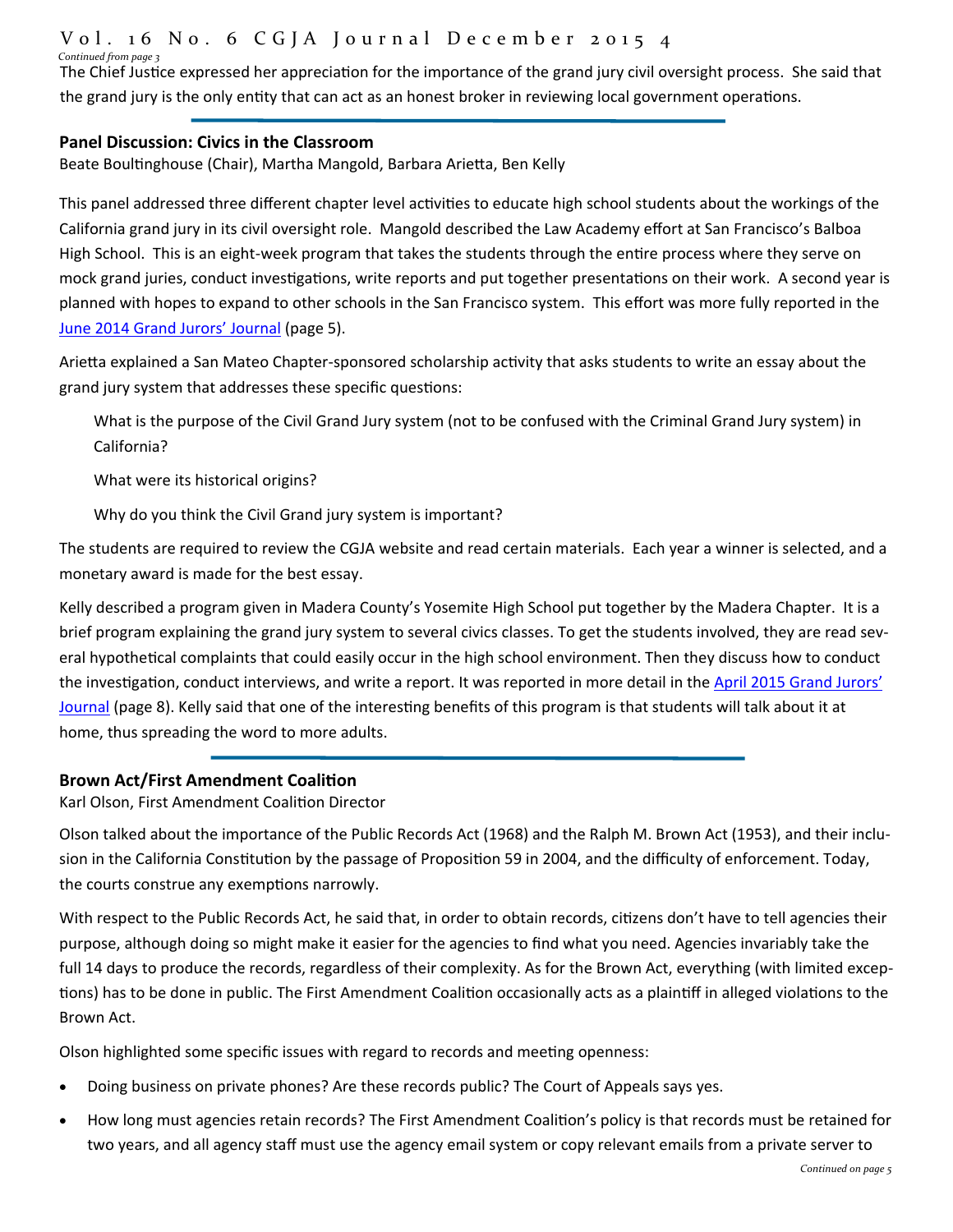*Continued from page 3*

The Chief Justice expressed her appreciation for the importance of the grand jury civil oversight process. She said that the grand jury is the only entity that can act as an honest broker in reviewing local government operations.

### Panel Discussion: Civics in the Classroom

Beate Boultinghouse (Chair), Martha Mangold, Barbara Arietta, Ben Kelly

This panel addressed three different chapter level activities to educate high school students about the workings of the California grand jury in its civil oversight role. Mangold described the Law Academy effort at San Francisco's Balboa High School. This is an eight-week program that takes the students through the entire process where they serve on mock grand juries, conduct investigations, write reports and put together presentations on their work. A second year is planned with hopes to expand to other schools in the San Francisco system. This effort was more fully reported in the June 2014 Grand Jurors' Journal (page 5).

Arietta explained a San Mateo Chapter-sponsored scholarship activity that asks students to write an essay about the grand jury system that addresses these specific questions:

> What is the purpose of the Civil Grand Jury system (not to be confused with the Criminal Grand Jury system) in California?
>
> What were its historical origins?
>
> Why do you think the Civil Grand jury system is important?

The students are required to review the CGJA website and read certain materials. Each year a winner is selected, and a monetary award is made for the best essay.

Kelly described a program given in Madera County's Yosemite High School put together by the Madera Chapter. It is a brief program explaining the grand jury system to several civics classes. To get the students involved, they are read several hypothetical complaints that could easily occur in the high school environment. Then they discuss how to conduct the investigation, conduct interviews, and write a report. It was reported in more detail in the April 2015 Grand Jurors' Journal (page 8). Kelly said that one of the interesting benefits of this program is that students will talk about it at home, thus spreading the word to more adults.

### Brown Act/First Amendment Coalition

Karl Olson, First Amendment Coalition Director

Olson talked about the importance of the Public Records Act (1968) and the Ralph M. Brown Act (1953), and their inclusion in the California Constitution by the passage of Proposition 59 in 2004, and the difficulty of enforcement. Today, the courts construe any exemptions narrowly.

With respect to the Public Records Act, he said that, in order to obtain records, citizens don't have to tell agencies their purpose, although doing so might make it easier for the agencies to find what you need. Agencies invariably take the full 14 days to produce the records, regardless of their complexity. As for the Brown Act, everything (with limited exceptions) has to be done in public. The First Amendment Coalition occasionally acts as a plaintiff in alleged violations to the Brown Act.

Olson highlighted some specific issues with regard to records and meeting openness:

- Doing business on private phones? Are these records public? The Court of Appeals says yes.
- How long must agencies retain records? The First Amendment Coalition's policy is that records must be retained for two years, and all agency staff must use the agency email system or copy relevant emails from a private server to

*Continued on page 5*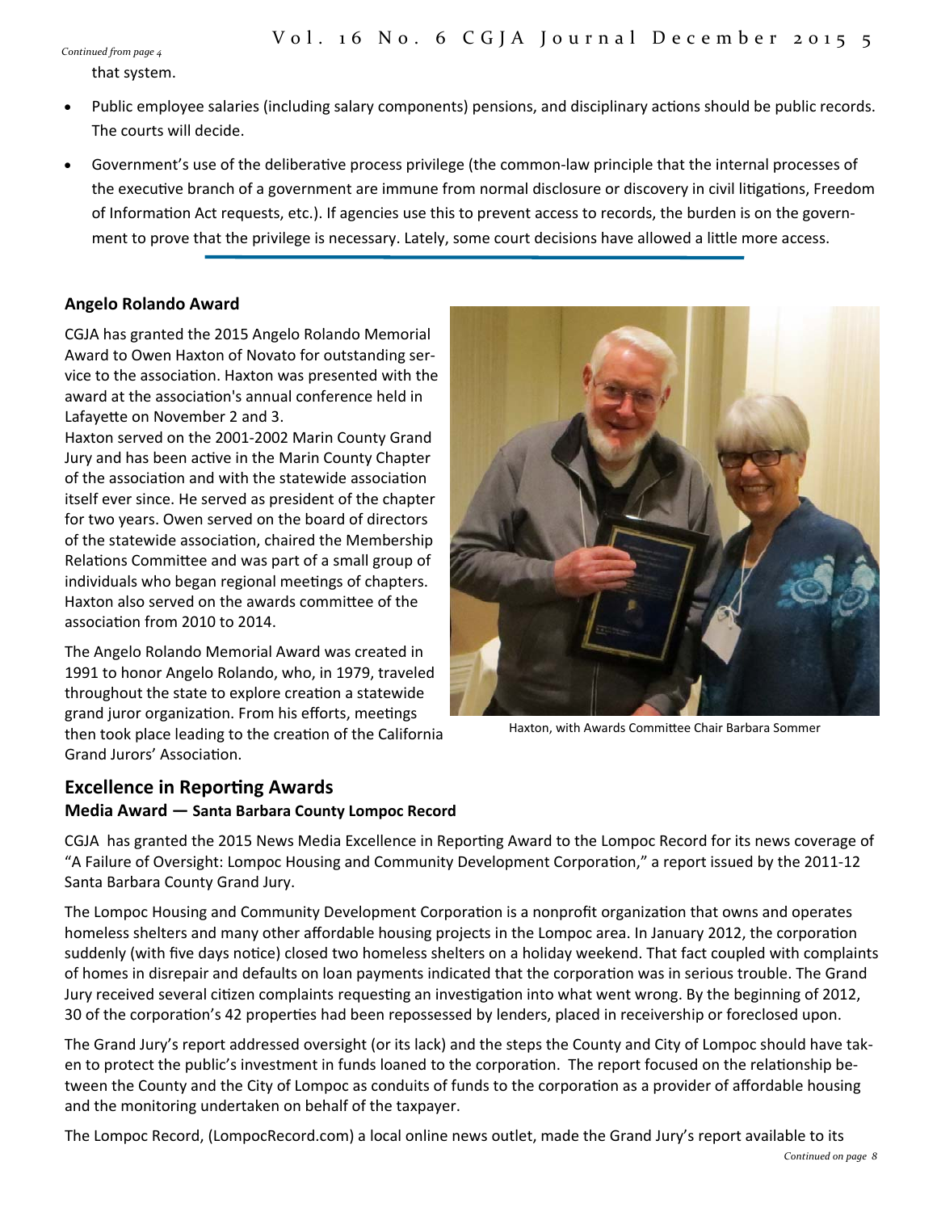*Continued from page 4*

that system.

- Public employee salaries (including salary components) pensions, and disciplinary actions should be public records. The courts will decide.
- Government's use of the deliberative process privilege (the common-law principle that the internal processes of the executive branch of a government are immune from normal disclosure or discovery in civil litigations, Freedom of Information Act requests, etc.). If agencies use this to prevent access to records, the burden is on the government to prove that the privilege is necessary. Lately, some court decisions have allowed a little more access.

### Angelo Rolando Award

CGJA has granted the 2015 Angelo Rolando Memorial Award to Owen Haxton of Novato for outstanding service to the association. Haxton was presented with the award at the association's annual conference held in Lafayette on November 2 and 3.

Haxton served on the 2001-2002 Marin County Grand Jury and has been active in the Marin County Chapter of the association and with the statewide association itself ever since. He served as president of the chapter for two years. Owen served on the board of directors of the statewide association, chaired the Membership Relations Committee and was part of a small group of individuals who began regional meetings of chapters. Haxton also served on the awards committee of the association from 2010 to 2014.

The Angelo Rolando Memorial Award was created in 1991 to honor Angelo Rolando, who, in 1979, traveled throughout the state to explore creation a statewide grand juror organization. From his efforts, meetings then took place leading to the creation of the California Grand Jurors' Association.

Haxton, with Awards Committee Chair Barbara Sommer

## Excellence in Reporting Awards

### Media Award — Santa Barbara County Lompoc Record

CGJA has granted the 2015 News Media Excellence in Reporting Award to the Lompoc Record for its news coverage of "A Failure of Oversight: Lompoc Housing and Community Development Corporation," a report issued by the 2011-12 Santa Barbara County Grand Jury.

The Lompoc Housing and Community Development Corporation is a nonprofit organization that owns and operates homeless shelters and many other affordable housing projects in the Lompoc area. In January 2012, the corporation suddenly (with five days notice) closed two homeless shelters on a holiday weekend. That fact coupled with complaints of homes in disrepair and defaults on loan payments indicated that the corporation was in serious trouble. The Grand Jury received several citizen complaints requesting an investigation into what went wrong. By the beginning of 2012, 30 of the corporation's 42 properties had been repossessed by lenders, placed in receivership or foreclosed upon.

The Grand Jury's report addressed oversight (or its lack) and the steps the County and City of Lompoc should have taken to protect the public's investment in funds loaned to the corporation. The report focused on the relationship between the County and the City of Lompoc as conduits of funds to the corporation as a provider of affordable housing and the monitoring undertaken on behalf of the taxpayer.

The Lompoc Record, (LompocRecord.com) a local online news outlet, made the Grand Jury's report available to its

*Continued on page 8*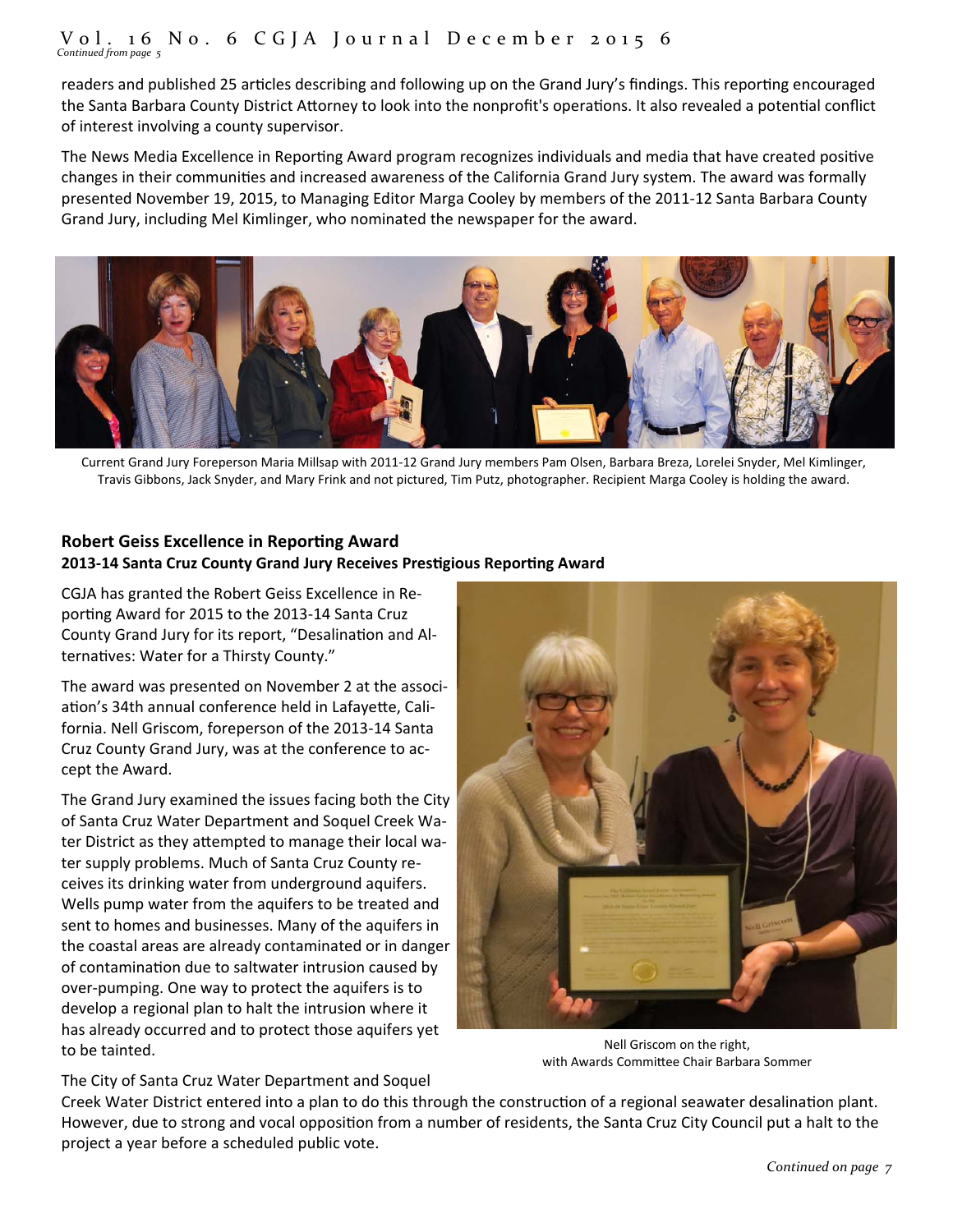*Continued from page 5*

readers and published 25 articles describing and following up on the Grand Jury's findings. This reporting encouraged the Santa Barbara County District Attorney to look into the nonprofit's operations. It also revealed a potential conflict of interest involving a county supervisor.

The News Media Excellence in Reporting Award program recognizes individuals and media that have created positive changes in their communities and increased awareness of the California Grand Jury system. The award was formally presented November 19, 2015, to Managing Editor Marga Cooley by members of the 2011-12 Santa Barbara County Grand Jury, including Mel Kimlinger, who nominated the newspaper for the award.

Current Grand Jury Foreperson Maria Millsap with 2011-12 Grand Jury members Pam Olsen, Barbara Breza, Lorelei Snyder, Mel Kimlinger, Travis Gibbons, Jack Snyder, and Mary Frink and not pictured, Tim Putz, photographer. Recipient Marga Cooley is holding the award.

## Robert Geiss Excellence in Reporting Award

### 2013-14 Santa Cruz County Grand Jury Receives Prestigious Reporting Award

CGJA has granted the Robert Geiss Excellence in Reporting Award for 2015 to the 2013-14 Santa Cruz County Grand Jury for its report, "Desalination and Alternatives: Water for a Thirsty County."

The award was presented on November 2 at the association's 34th annual conference held in Lafayette, California. Nell Griscom, foreperson of the 2013-14 Santa Cruz County Grand Jury, was at the conference to accept the Award.

The Grand Jury examined the issues facing both the City of Santa Cruz Water Department and Soquel Creek Water District as they attempted to manage their local water supply problems. Much of Santa Cruz County receives its drinking water from underground aquifers. Wells pump water from the aquifers to be treated and sent to homes and businesses. Many of the aquifers in the coastal areas are already contaminated or in danger of contamination due to saltwater intrusion caused by over-pumping. One way to protect the aquifers is to develop a regional plan to halt the intrusion where it has already occurred and to protect those aquifers yet to be tainted.

Nell Griscom on the right, with Awards Committee Chair Barbara Sommer

The City of Santa Cruz Water Department and Soquel Creek Water District entered into a plan to do this through the construction of a regional seawater desalination plant. However, due to strong and vocal opposition from a number of residents, the Santa Cruz City Council put a halt to the project a year before a scheduled public vote.

*Continued on page 7*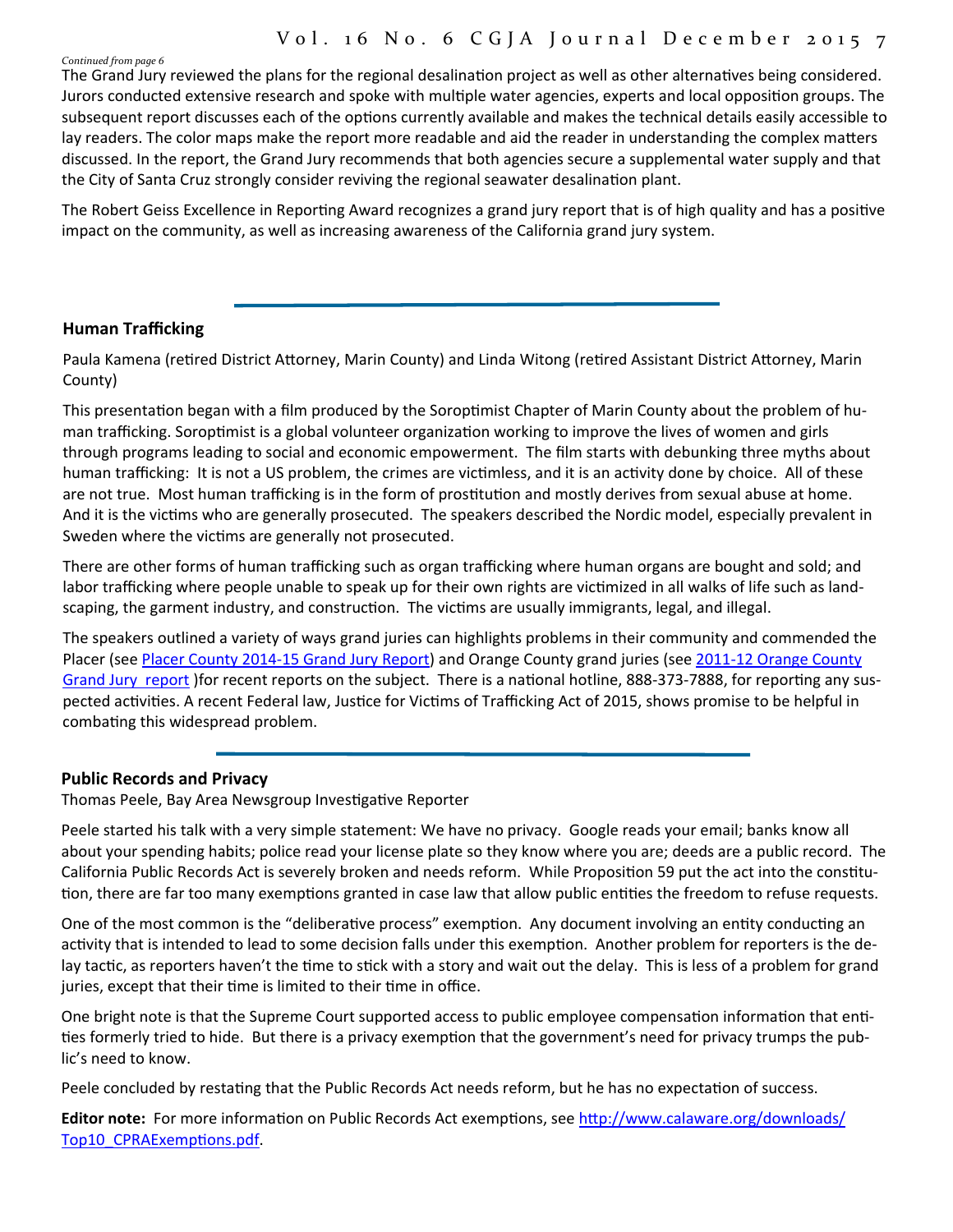*Continued from page 6*

The Grand Jury reviewed the plans for the regional desalination project as well as other alternatives being considered. Jurors conducted extensive research and spoke with multiple water agencies, experts and local opposition groups. The subsequent report discusses each of the options currently available and makes the technical details easily accessible to lay readers. The color maps make the report more readable and aid the reader in understanding the complex matters discussed. In the report, the Grand Jury recommends that both agencies secure a supplemental water supply and that the City of Santa Cruz strongly consider reviving the regional seawater desalination plant.

The Robert Geiss Excellence in Reporting Award recognizes a grand jury report that is of high quality and has a positive impact on the community, as well as increasing awareness of the California grand jury system.

---

## Human Trafficking

Paula Kamena (retired District Attorney, Marin County) and Linda Witong (retired Assistant District Attorney, Marin County)

This presentation began with a film produced by the Soroptimist Chapter of Marin County about the problem of human trafficking. Soroptimist is a global volunteer organization working to improve the lives of women and girls through programs leading to social and economic empowerment. The film starts with debunking three myths about human trafficking: It is not a US problem, the crimes are victimless, and it is an activity done by choice. All of these are not true. Most human trafficking is in the form of prostitution and mostly derives from sexual abuse at home. And it is the victims who are generally prosecuted. The speakers described the Nordic model, especially prevalent in Sweden where the victims are generally not prosecuted.

There are other forms of human trafficking such as organ trafficking where human organs are bought and sold; and labor trafficking where people unable to speak up for their own rights are victimized in all walks of life such as landscaping, the garment industry, and construction. The victims are usually immigrants, legal, and illegal.

The speakers outlined a variety of ways grand juries can highlights problems in their community and commended the Placer (see Placer County 2014-15 Grand Jury Report) and Orange County grand juries (see 2011-12 Orange County Grand Jury report )for recent reports on the subject. There is a national hotline, 888-373-7888, for reporting any suspected activities. A recent Federal law, Justice for Victims of Trafficking Act of 2015, shows promise to be helpful in combating this widespread problem.

---

## Public Records and Privacy

Thomas Peele, Bay Area Newsgroup Investigative Reporter

Peele started his talk with a very simple statement: We have no privacy. Google reads your email; banks know all about your spending habits; police read your license plate so they know where you are; deeds are a public record. The California Public Records Act is severely broken and needs reform. While Proposition 59 put the act into the constitution, there are far too many exemptions granted in case law that allow public entities the freedom to refuse requests.

One of the most common is the "deliberative process" exemption. Any document involving an entity conducting an activity that is intended to lead to some decision falls under this exemption. Another problem for reporters is the delay tactic, as reporters haven't the time to stick with a story and wait out the delay. This is less of a problem for grand juries, except that their time is limited to their time in office.

One bright note is that the Supreme Court supported access to public employee compensation information that entities formerly tried to hide. But there is a privacy exemption that the government's need for privacy trumps the public's need to know.

Peele concluded by restating that the Public Records Act needs reform, but he has no expectation of success.

**Editor note:** For more information on Public Records Act exemptions, see http://www.calaware.org/downloads/Top10_CPRAExemptions.pdf.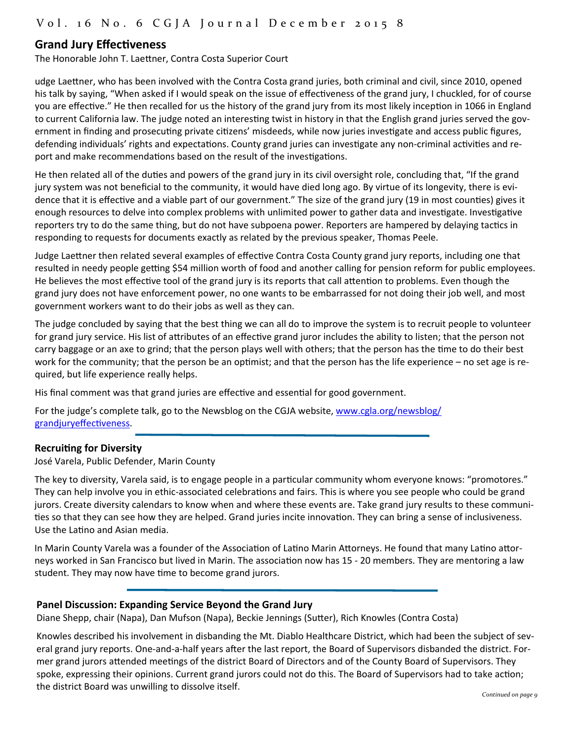## Grand Jury Effectiveness

The Honorable John T. Laettner, Contra Costa Superior Court

udge Laettner, who has been involved with the Contra Costa grand juries, both criminal and civil, since 2010, opened his talk by saying, "When asked if I would speak on the issue of effectiveness of the grand jury, I chuckled, for of course you are effective." He then recalled for us the history of the grand jury from its most likely inception in 1066 in England to current California law. The judge noted an interesting twist in history in that the English grand juries served the government in finding and prosecuting private citizens' misdeeds, while now juries investigate and access public figures, defending individuals' rights and expectations. County grand juries can investigate any non-criminal activities and report and make recommendations based on the result of the investigations.

He then related all of the duties and powers of the grand jury in its civil oversight role, concluding that, "If the grand jury system was not beneficial to the community, it would have died long ago. By virtue of its longevity, there is evidence that it is effective and a viable part of our government." The size of the grand jury (19 in most counties) gives it enough resources to delve into complex problems with unlimited power to gather data and investigate. Investigative reporters try to do the same thing, but do not have subpoena power. Reporters are hampered by delaying tactics in responding to requests for documents exactly as related by the previous speaker, Thomas Peele.

Judge Laettner then related several examples of effective Contra Costa County grand jury reports, including one that resulted in needy people getting $54 million worth of food and another calling for pension reform for public employees. He believes the most effective tool of the grand jury is its reports that call attention to problems. Even though the grand jury does not have enforcement power, no one wants to be embarrassed for not doing their job well, and most government workers want to do their jobs as well as they can.

The judge concluded by saying that the best thing we can all do to improve the system is to recruit people to volunteer for grand jury service. His list of attributes of an effective grand juror includes the ability to listen; that the person not carry baggage or an axe to grind; that the person plays well with others; that the person has the time to do their best work for the community; that the person be an optimist; and that the person has the life experience – no set age is required, but life experience really helps.

His final comment was that grand juries are effective and essential for good government.

For the judge's complete talk, go to the Newsblog on the CGJA website, [www.cgla.org/newsblog/grandjuryeffectiveness](www.cgla.org/newsblog/grandjuryeffectiveness).

## Recruiting for Diversity

José Varela, Public Defender, Marin County

The key to diversity, Varela said, is to engage people in a particular community whom everyone knows: "promotores." They can help involve you in ethic-associated celebrations and fairs. This is where you see people who could be grand jurors. Create diversity calendars to know when and where these events are. Take grand jury results to these communities so that they can see how they are helped. Grand juries incite innovation. They can bring a sense of inclusiveness. Use the Latino and Asian media.

In Marin County Varela was a founder of the Association of Latino Marin Attorneys. He found that many Latino attorneys worked in San Francisco but lived in Marin. The association now has 15 - 20 members. They are mentoring a law student. They may now have time to become grand jurors.

## Panel Discussion: Expanding Service Beyond the Grand Jury

Diane Shepp, chair (Napa), Dan Mufson (Napa), Beckie Jennings (Sutter), Rich Knowles (Contra Costa)

Knowles described his involvement in disbanding the Mt. Diablo Healthcare District, which had been the subject of several grand jury reports. One-and-a-half years after the last report, the Board of Supervisors disbanded the district. Former grand jurors attended meetings of the district Board of Directors and of the County Board of Supervisors. They spoke, expressing their opinions. Current grand jurors could not do this. The Board of Supervisors had to take action; the district Board was unwilling to dissolve itself.

*Continued on page 9*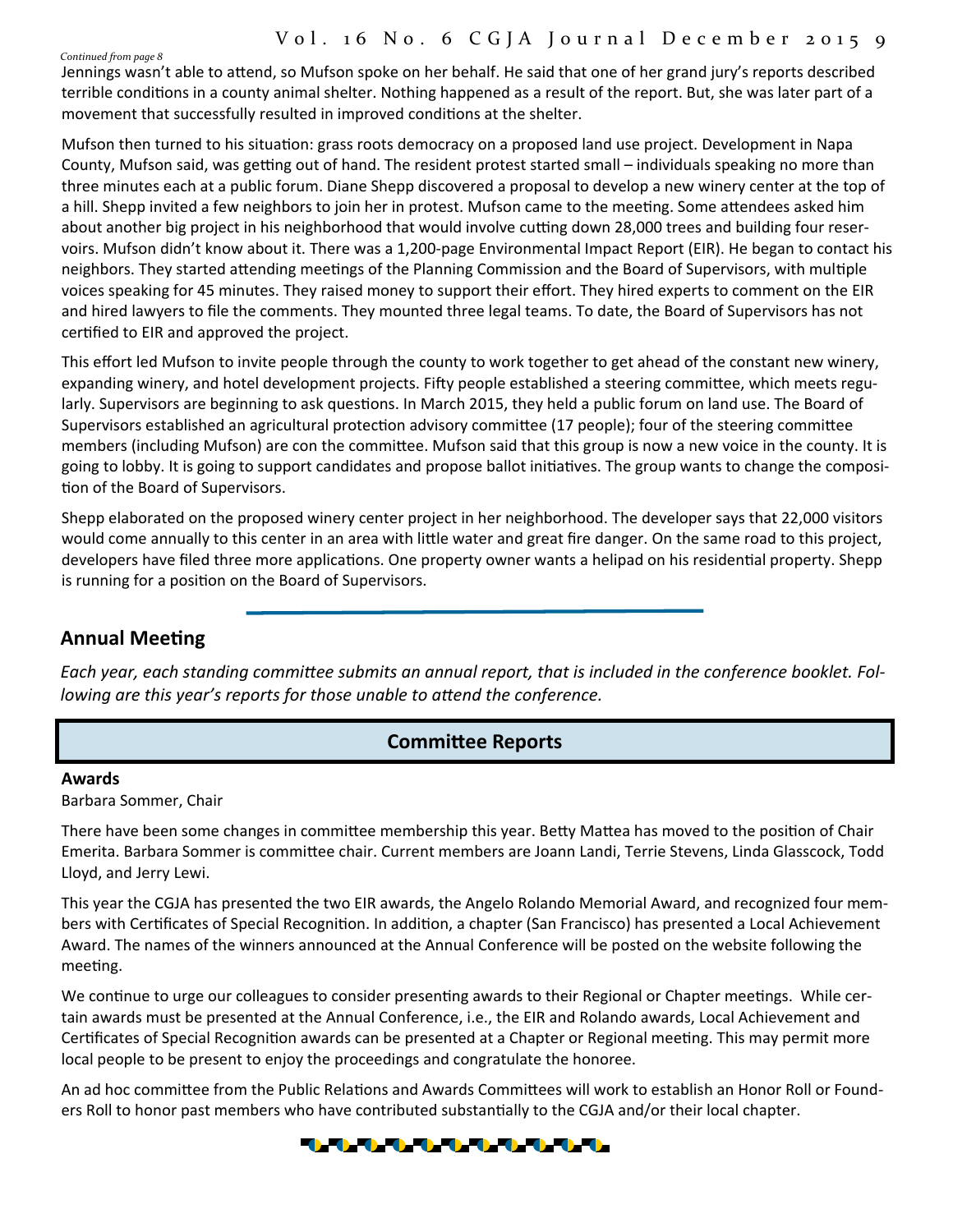*Continued from page 8*

Jennings wasn't able to attend, so Mufson spoke on her behalf. He said that one of her grand jury's reports described terrible conditions in a county animal shelter. Nothing happened as a result of the report. But, she was later part of a movement that successfully resulted in improved conditions at the shelter.

Mufson then turned to his situation: grass roots democracy on a proposed land use project. Development in Napa County, Mufson said, was getting out of hand. The resident protest started small – individuals speaking no more than three minutes each at a public forum. Diane Shepp discovered a proposal to develop a new winery center at the top of a hill. Shepp invited a few neighbors to join her in protest. Mufson came to the meeting. Some attendees asked him about another big project in his neighborhood that would involve cutting down 28,000 trees and building four reservoirs. Mufson didn't know about it. There was a 1,200-page Environmental Impact Report (EIR). He began to contact his neighbors. They started attending meetings of the Planning Commission and the Board of Supervisors, with multiple voices speaking for 45 minutes. They raised money to support their effort. They hired experts to comment on the EIR and hired lawyers to file the comments. They mounted three legal teams. To date, the Board of Supervisors has not certified to EIR and approved the project.

This effort led Mufson to invite people through the county to work together to get ahead of the constant new winery, expanding winery, and hotel development projects. Fifty people established a steering committee, which meets regularly. Supervisors are beginning to ask questions. In March 2015, they held a public forum on land use. The Board of Supervisors established an agricultural protection advisory committee (17 people); four of the steering committee members (including Mufson) are con the committee. Mufson said that this group is now a new voice in the county. It is going to lobby. It is going to support candidates and propose ballot initiatives. The group wants to change the composition of the Board of Supervisors.

Shepp elaborated on the proposed winery center project in her neighborhood. The developer says that 22,000 visitors would come annually to this center in an area with little water and great fire danger. On the same road to this project, developers have filed three more applications. One property owner wants a helipad on his residential property. Shepp is running for a position on the Board of Supervisors.

## Annual Meeting

*Each year, each standing committee submits an annual report, that is included in the conference booklet. Following are this year's reports for those unable to attend the conference.*

## Committee Reports

### Awards

Barbara Sommer, Chair

There have been some changes in committee membership this year. Betty Mattea has moved to the position of Chair Emerita. Barbara Sommer is committee chair. Current members are Joann Landi, Terrie Stevens, Linda Glasscock, Todd Lloyd, and Jerry Lewi.

This year the CGJA has presented the two EIR awards, the Angelo Rolando Memorial Award, and recognized four members with Certificates of Special Recognition. In addition, a chapter (San Francisco) has presented a Local Achievement Award. The names of the winners announced at the Annual Conference will be posted on the website following the meeting.

We continue to urge our colleagues to consider presenting awards to their Regional or Chapter meetings. While certain awards must be presented at the Annual Conference, i.e., the EIR and Rolando awards, Local Achievement and Certificates of Special Recognition awards can be presented at a Chapter or Regional meeting. This may permit more local people to be present to enjoy the proceedings and congratulate the honoree.

An ad hoc committee from the Public Relations and Awards Committees will work to establish an Honor Roll or Founders Roll to honor past members who have contributed substantially to the CGJA and/or their local chapter.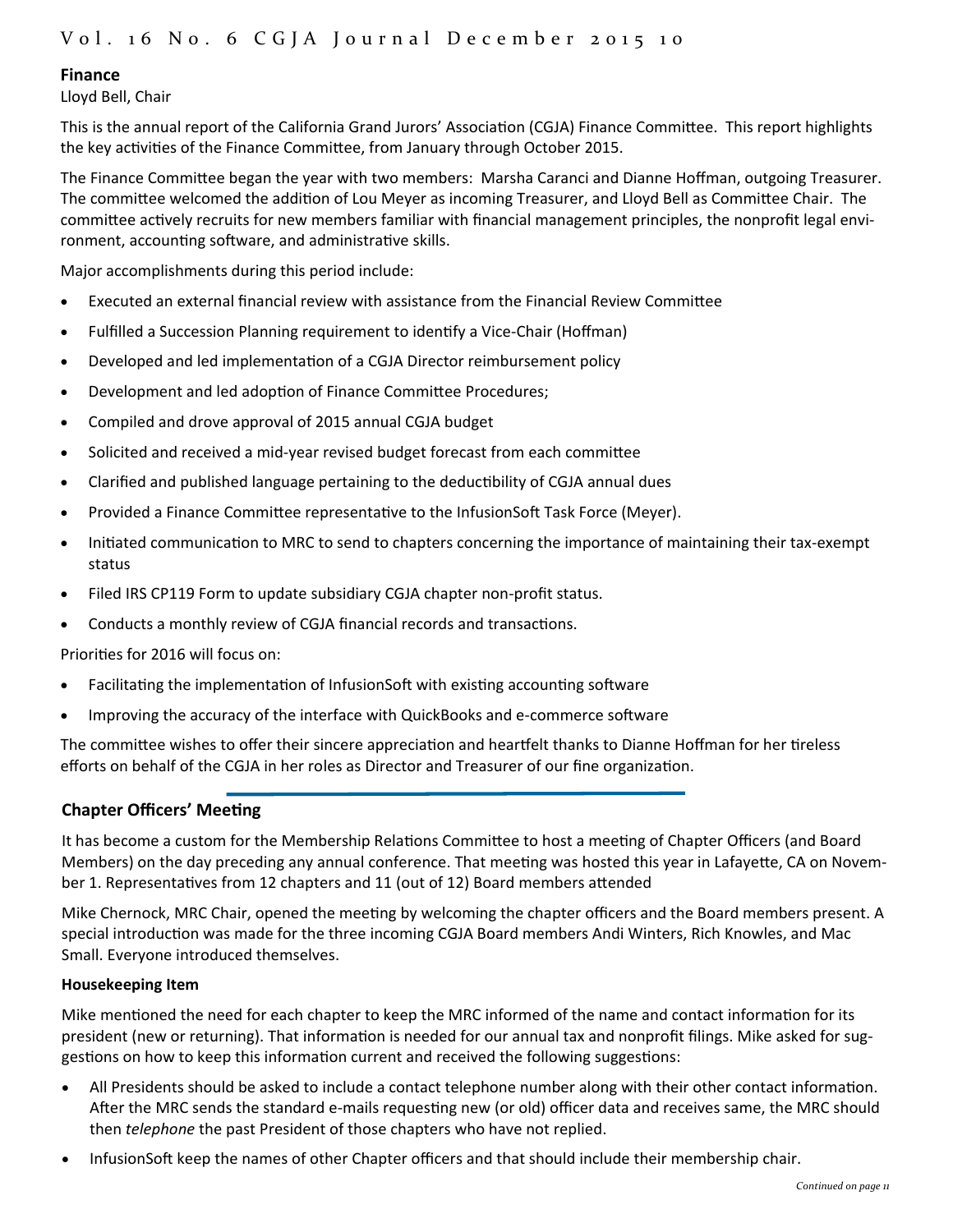## Finance

Lloyd Bell, Chair

This is the annual report of the California Grand Jurors' Association (CGJA) Finance Committee. This report highlights the key activities of the Finance Committee, from January through October 2015.

The Finance Committee began the year with two members: Marsha Caranci and Dianne Hoffman, outgoing Treasurer. The committee welcomed the addition of Lou Meyer as incoming Treasurer, and Lloyd Bell as Committee Chair. The committee actively recruits for new members familiar with financial management principles, the nonprofit legal environment, accounting software, and administrative skills.

Major accomplishments during this period include:

- Executed an external financial review with assistance from the Financial Review Committee
- Fulfilled a Succession Planning requirement to identify a Vice-Chair (Hoffman)
- Developed and led implementation of a CGJA Director reimbursement policy
- Development and led adoption of Finance Committee Procedures;
- Compiled and drove approval of 2015 annual CGJA budget
- Solicited and received a mid-year revised budget forecast from each committee
- Clarified and published language pertaining to the deductibility of CGJA annual dues
- Provided a Finance Committee representative to the InfusionSoft Task Force (Meyer).
- Initiated communication to MRC to send to chapters concerning the importance of maintaining their tax-exempt status
- Filed IRS CP119 Form to update subsidiary CGJA chapter non-profit status.
- Conducts a monthly review of CGJA financial records and transactions.

Priorities for 2016 will focus on:

- Facilitating the implementation of InfusionSoft with existing accounting software
- Improving the accuracy of the interface with QuickBooks and e-commerce software

The committee wishes to offer their sincere appreciation and heartfelt thanks to Dianne Hoffman for her tireless efforts on behalf of the CGJA in her roles as Director and Treasurer of our fine organization.

## Chapter Officers' Meeting

It has become a custom for the Membership Relations Committee to host a meeting of Chapter Officers (and Board Members) on the day preceding any annual conference. That meeting was hosted this year in Lafayette, CA on November 1. Representatives from 12 chapters and 11 (out of 12) Board members attended

Mike Chernock, MRC Chair, opened the meeting by welcoming the chapter officers and the Board members present. A special introduction was made for the three incoming CGJA Board members Andi Winters, Rich Knowles, and Mac Small. Everyone introduced themselves.

### Housekeeping Item

Mike mentioned the need for each chapter to keep the MRC informed of the name and contact information for its president (new or returning). That information is needed for our annual tax and nonprofit filings. Mike asked for suggestions on how to keep this information current and received the following suggestions:

- All Presidents should be asked to include a contact telephone number along with their other contact information. After the MRC sends the standard e-mails requesting new (or old) officer data and receives same, the MRC should then *telephone* the past President of those chapters who have not replied.
- InfusionSoft keep the names of other Chapter officers and that should include their membership chair.

*Continued on page 11*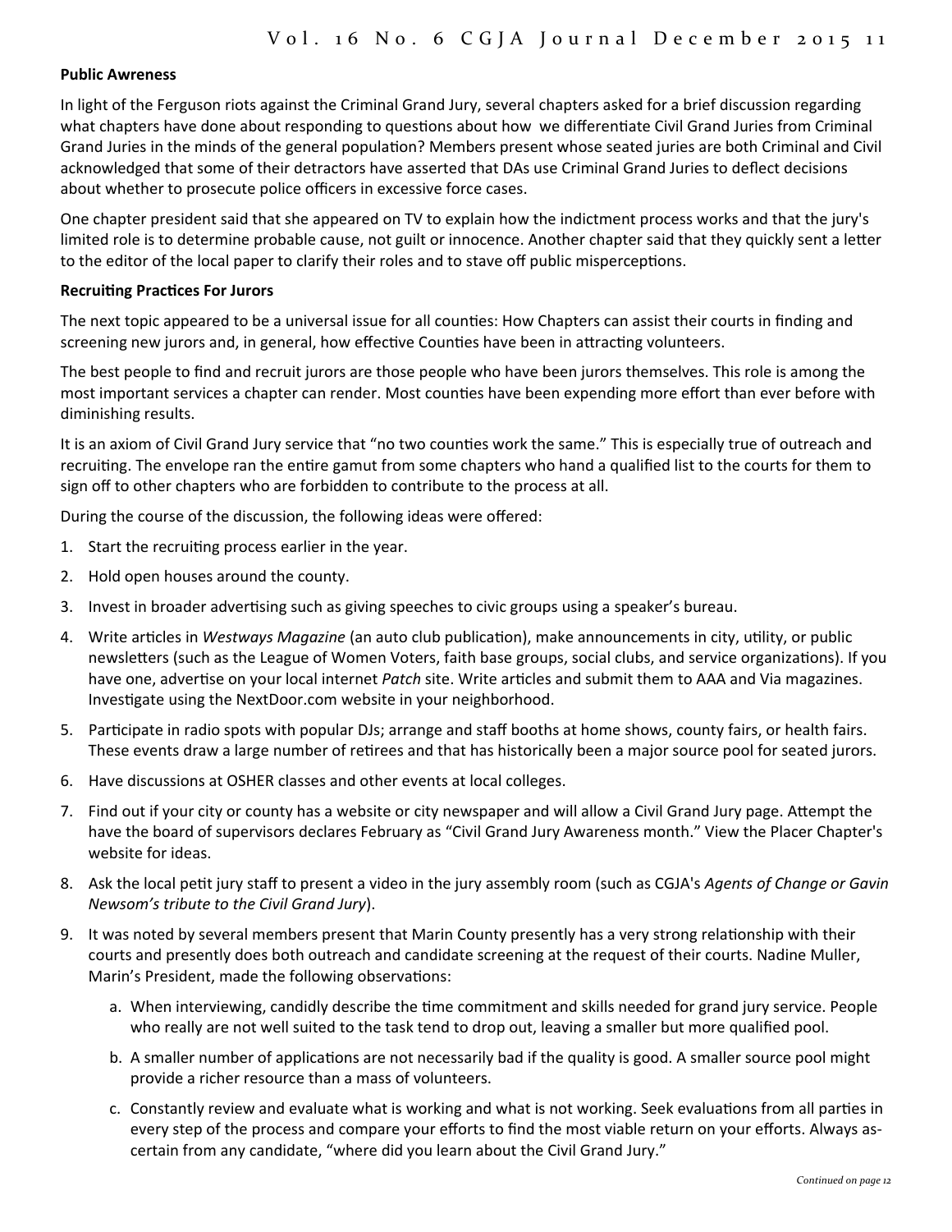**Public Awreness**

In light of the Ferguson riots against the Criminal Grand Jury, several chapters asked for a brief discussion regarding what chapters have done about responding to questions about how we differentiate Civil Grand Juries from Criminal Grand Juries in the minds of the general population? Members present whose seated juries are both Criminal and Civil acknowledged that some of their detractors have asserted that DAs use Criminal Grand Juries to deflect decisions about whether to prosecute police officers in excessive force cases.

One chapter president said that she appeared on TV to explain how the indictment process works and that the jury's limited role is to determine probable cause, not guilt or innocence. Another chapter said that they quickly sent a letter to the editor of the local paper to clarify their roles and to stave off public misperceptions.

**Recruiting Practices For Jurors**

The next topic appeared to be a universal issue for all counties: How Chapters can assist their courts in finding and screening new jurors and, in general, how effective Counties have been in attracting volunteers.

The best people to find and recruit jurors are those people who have been jurors themselves. This role is among the most important services a chapter can render. Most counties have been expending more effort than ever before with diminishing results.

It is an axiom of Civil Grand Jury service that "no two counties work the same." This is especially true of outreach and recruiting. The envelope ran the entire gamut from some chapters who hand a qualified list to the courts for them to sign off to other chapters who are forbidden to contribute to the process at all.

During the course of the discussion, the following ideas were offered:

1. Start the recruiting process earlier in the year.
2. Hold open houses around the county.
3. Invest in broader advertising such as giving speeches to civic groups using a speaker's bureau.
4. Write articles in *Westways Magazine* (an auto club publication), make announcements in city, utility, or public newsletters (such as the League of Women Voters, faith base groups, social clubs, and service organizations). If you have one, advertise on your local internet *Patch* site. Write articles and submit them to AAA and Via magazines. Investigate using the NextDoor.com website in your neighborhood.
5. Participate in radio spots with popular DJs; arrange and staff booths at home shows, county fairs, or health fairs. These events draw a large number of retirees and that has historically been a major source pool for seated jurors.
6. Have discussions at OSHER classes and other events at local colleges.
7. Find out if your city or county has a website or city newspaper and will allow a Civil Grand Jury page. Attempt the have the board of supervisors declares February as "Civil Grand Jury Awareness month." View the Placer Chapter's website for ideas.
8. Ask the local petit jury staff to present a video in the jury assembly room (such as CGJA's *Agents of Change or Gavin Newsom's tribute to the Civil Grand Jury*).
9. It was noted by several members present that Marin County presently has a very strong relationship with their courts and presently does both outreach and candidate screening at the request of their courts. Nadine Muller, Marin's President, made the following observations:
    a. When interviewing, candidly describe the time commitment and skills needed for grand jury service. People who really are not well suited to the task tend to drop out, leaving a smaller but more qualified pool.
    b. A smaller number of applications are not necessarily bad if the quality is good. A smaller source pool might provide a richer resource than a mass of volunteers.
    c. Constantly review and evaluate what is working and what is not working. Seek evaluations from all parties in every step of the process and compare your efforts to find the most viable return on your efforts. Always ascertain from any candidate, "where did you learn about the Civil Grand Jury."

*Continued on page 12*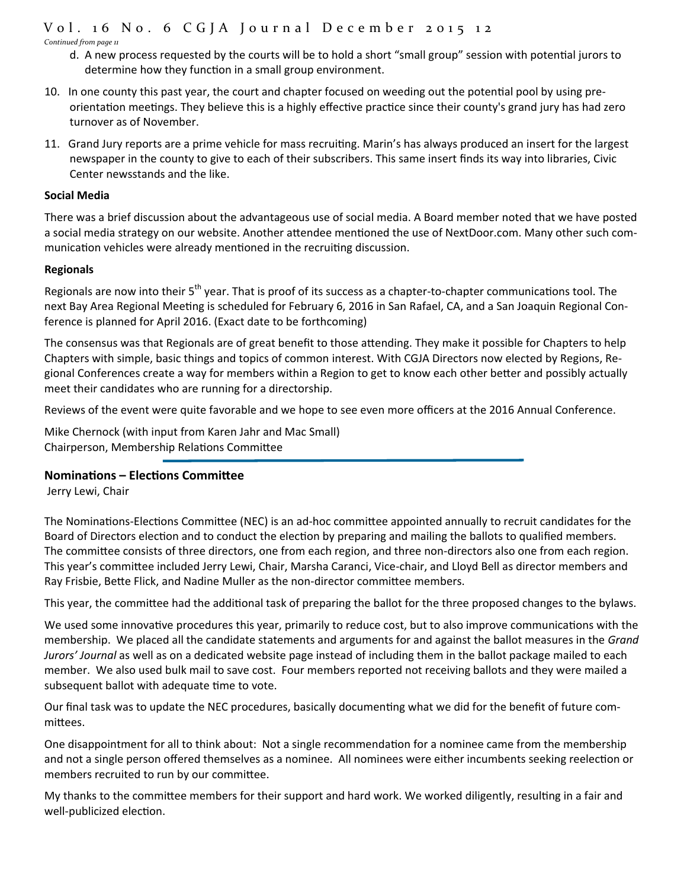*Continued from page 11*

d. A new process requested by the courts will be to hold a short "small group" session with potential jurors to determine how they function in a small group environment.

10. In one county this past year, the court and chapter focused on weeding out the potential pool by using pre-orientation meetings. They believe this is a highly effective practice since their county's grand jury has had zero turnover as of November.

11. Grand Jury reports are a prime vehicle for mass recruiting. Marin's has always produced an insert for the largest newspaper in the county to give to each of their subscribers. This same insert finds its way into libraries, Civic Center newsstands and the like.

**Social Media**

There was a brief discussion about the advantageous use of social media. A Board member noted that we have posted a social media strategy on our website. Another attendee mentioned the use of NextDoor.com. Many other such communication vehicles were already mentioned in the recruiting discussion.

**Regionals**

Regionals are now into their 5th year. That is proof of its success as a chapter-to-chapter communications tool. The next Bay Area Regional Meeting is scheduled for February 6, 2016 in San Rafael, CA, and a San Joaquin Regional Conference is planned for April 2016. (Exact date to be forthcoming)

The consensus was that Regionals are of great benefit to those attending. They make it possible for Chapters to help Chapters with simple, basic things and topics of common interest. With CGJA Directors now elected by Regions, Regional Conferences create a way for members within a Region to get to know each other better and possibly actually meet their candidates who are running for a directorship.

Reviews of the event were quite favorable and we hope to see even more officers at the 2016 Annual Conference.

Mike Chernock (with input from Karen Jahr and Mac Small)
Chairperson, Membership Relations Committee

## Nominations – Elections Committee

Jerry Lewi, Chair

The Nominations-Elections Committee (NEC) is an ad-hoc committee appointed annually to recruit candidates for the Board of Directors election and to conduct the election by preparing and mailing the ballots to qualified members. The committee consists of three directors, one from each region, and three non-directors also one from each region. This year's committee included Jerry Lewi, Chair, Marsha Caranci, Vice-chair, and Lloyd Bell as director members and Ray Frisbie, Bette Flick, and Nadine Muller as the non-director committee members.

This year, the committee had the additional task of preparing the ballot for the three proposed changes to the bylaws.

We used some innovative procedures this year, primarily to reduce cost, but to also improve communications with the membership. We placed all the candidate statements and arguments for and against the ballot measures in the *Grand Jurors' Journal* as well as on a dedicated website page instead of including them in the ballot package mailed to each member. We also used bulk mail to save cost. Four members reported not receiving ballots and they were mailed a subsequent ballot with adequate time to vote.

Our final task was to update the NEC procedures, basically documenting what we did for the benefit of future committees.

One disappointment for all to think about: Not a single recommendation for a nominee came from the membership and not a single person offered themselves as a nominee. All nominees were either incumbents seeking reelection or members recruited to run by our committee.

My thanks to the committee members for their support and hard work. We worked diligently, resulting in a fair and well-publicized election.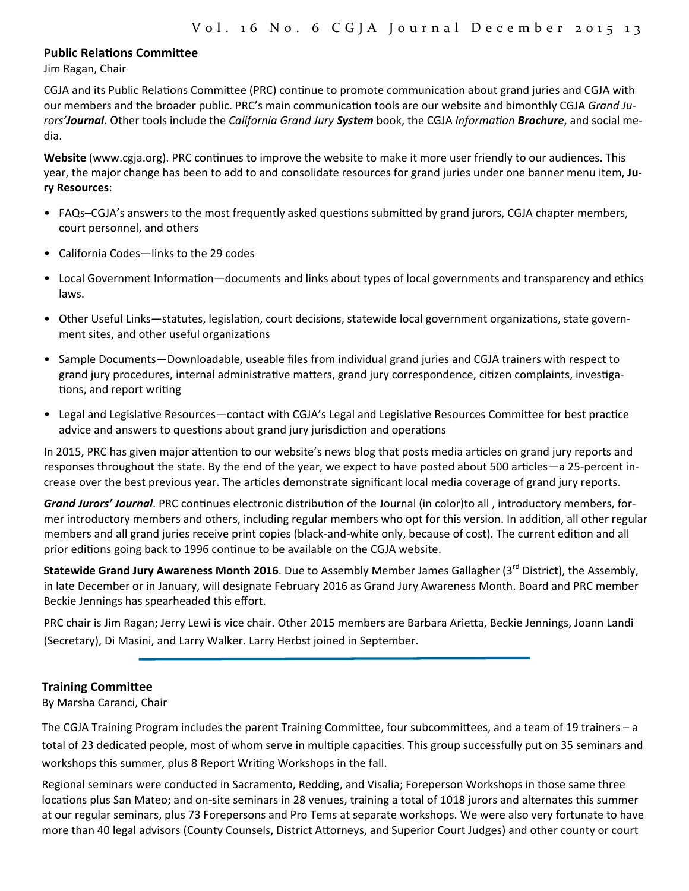### Public Relations Committee

Jim Ragan, Chair

CGJA and its Public Relations Committee (PRC) continue to promote communication about grand juries and CGJA with our members and the broader public. PRC's main communication tools are our website and bimonthly CGJA *Grand Jurors'* ***Journal***. Other tools include the *California Grand Jury* ***System*** book, the CGJA *Information* ***Brochure***, and social media.

**Website** (www.cgja.org). PRC continues to improve the website to make it more user friendly to our audiences. This year, the major change has been to add to and consolidate resources for grand juries under one banner menu item, **Jury Resources**:

- FAQs–CGJA's answers to the most frequently asked questions submitted by grand jurors, CGJA chapter members, court personnel, and others
- California Codes—links to the 29 codes
- Local Government Information—documents and links about types of local governments and transparency and ethics laws.
- Other Useful Links—statutes, legislation, court decisions, statewide local government organizations, state government sites, and other useful organizations
- Sample Documents—Downloadable, useable files from individual grand juries and CGJA trainers with respect to grand jury procedures, internal administrative matters, grand jury correspondence, citizen complaints, investigations, and report writing
- Legal and Legislative Resources—contact with CGJA's Legal and Legislative Resources Committee for best practice advice and answers to questions about grand jury jurisdiction and operations

In 2015, PRC has given major attention to our website's news blog that posts media articles on grand jury reports and responses throughout the state. By the end of the year, we expect to have posted about 500 articles—a 25-percent increase over the best previous year. The articles demonstrate significant local media coverage of grand jury reports.

***Grand Jurors' Journal***. PRC continues electronic distribution of the Journal (in color)to all , introductory members, former introductory members and others, including regular members who opt for this version. In addition, all other regular members and all grand juries receive print copies (black-and-white only, because of cost). The current edition and all prior editions going back to 1996 continue to be available on the CGJA website.

**Statewide Grand Jury Awareness Month 2016**. Due to Assembly Member James Gallagher (3rd District), the Assembly, in late December or in January, will designate February 2016 as Grand Jury Awareness Month. Board and PRC member Beckie Jennings has spearheaded this effort.

PRC chair is Jim Ragan; Jerry Lewi is vice chair. Other 2015 members are Barbara Arietta, Beckie Jennings, Joann Landi (Secretary), Di Masini, and Larry Walker. Larry Herbst joined in September.

---

### Training Committee

By Marsha Caranci, Chair

The CGJA Training Program includes the parent Training Committee, four subcommittees, and a team of 19 trainers – a total of 23 dedicated people, most of whom serve in multiple capacities. This group successfully put on 35 seminars and workshops this summer, plus 8 Report Writing Workshops in the fall.

Regional seminars were conducted in Sacramento, Redding, and Visalia; Foreperson Workshops in those same three locations plus San Mateo; and on-site seminars in 28 venues, training a total of 1018 jurors and alternates this summer at our regular seminars, plus 73 Forepersons and Pro Tems at separate workshops. We were also very fortunate to have more than 40 legal advisors (County Counsels, District Attorneys, and Superior Court Judges) and other county or court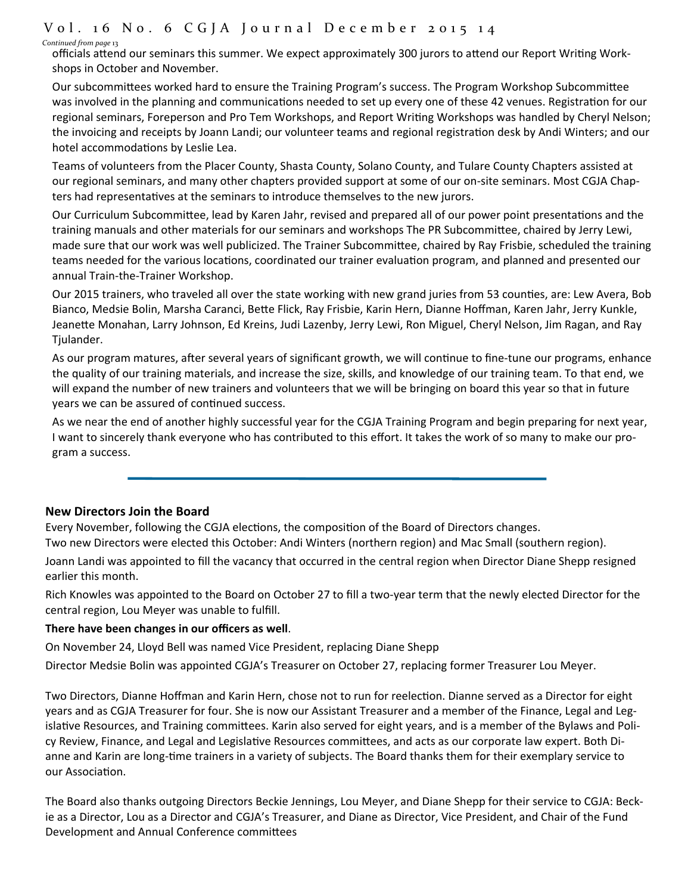*Continued from page 13*

officials attend our seminars this summer. We expect approximately 300 jurors to attend our Report Writing Workshops in October and November.

Our subcommittees worked hard to ensure the Training Program's success. The Program Workshop Subcommittee was involved in the planning and communications needed to set up every one of these 42 venues. Registration for our regional seminars, Foreperson and Pro Tem Workshops, and Report Writing Workshops was handled by Cheryl Nelson; the invoicing and receipts by Joann Landi; our volunteer teams and regional registration desk by Andi Winters; and our hotel accommodations by Leslie Lea.

Teams of volunteers from the Placer County, Shasta County, Solano County, and Tulare County Chapters assisted at our regional seminars, and many other chapters provided support at some of our on-site seminars. Most CGJA Chapters had representatives at the seminars to introduce themselves to the new jurors.

Our Curriculum Subcommittee, lead by Karen Jahr, revised and prepared all of our power point presentations and the training manuals and other materials for our seminars and workshops The PR Subcommittee, chaired by Jerry Lewi, made sure that our work was well publicized. The Trainer Subcommittee, chaired by Ray Frisbie, scheduled the training teams needed for the various locations, coordinated our trainer evaluation program, and planned and presented our annual Train-the-Trainer Workshop.

Our 2015 trainers, who traveled all over the state working with new grand juries from 53 counties, are: Lew Avera, Bob Bianco, Medsie Bolin, Marsha Caranci, Bette Flick, Ray Frisbie, Karin Hern, Dianne Hoffman, Karen Jahr, Jerry Kunkle, Jeanette Monahan, Larry Johnson, Ed Kreins, Judi Lazenby, Jerry Lewi, Ron Miguel, Cheryl Nelson, Jim Ragan, and Ray Tjulander.

As our program matures, after several years of significant growth, we will continue to fine-tune our programs, enhance the quality of our training materials, and increase the size, skills, and knowledge of our training team. To that end, we will expand the number of new trainers and volunteers that we will be bringing on board this year so that in future years we can be assured of continued success.

As we near the end of another highly successful year for the CGJA Training Program and begin preparing for next year, I want to sincerely thank everyone who has contributed to this effort. It takes the work of so many to make our program a success.

---

## New Directors Join the Board

Every November, following the CGJA elections, the composition of the Board of Directors changes.

Two new Directors were elected this October: Andi Winters (northern region) and Mac Small (southern region).

Joann Landi was appointed to fill the vacancy that occurred in the central region when Director Diane Shepp resigned earlier this month.

Rich Knowles was appointed to the Board on October 27 to fill a two-year term that the newly elected Director for the central region, Lou Meyer was unable to fulfill.

**There have been changes in our officers as well**.

On November 24, Lloyd Bell was named Vice President, replacing Diane Shepp

Director Medsie Bolin was appointed CGJA's Treasurer on October 27, replacing former Treasurer Lou Meyer.

Two Directors, Dianne Hoffman and Karin Hern, chose not to run for reelection. Dianne served as a Director for eight years and as CGJA Treasurer for four. She is now our Assistant Treasurer and a member of the Finance, Legal and Legislative Resources, and Training committees. Karin also served for eight years, and is a member of the Bylaws and Policy Review, Finance, and Legal and Legislative Resources committees, and acts as our corporate law expert. Both Dianne and Karin are long-time trainers in a variety of subjects. The Board thanks them for their exemplary service to our Association.

The Board also thanks outgoing Directors Beckie Jennings, Lou Meyer, and Diane Shepp for their service to CGJA: Beckie as a Director, Lou as a Director and CGJA's Treasurer, and Diane as Director, Vice President, and Chair of the Fund Development and Annual Conference committees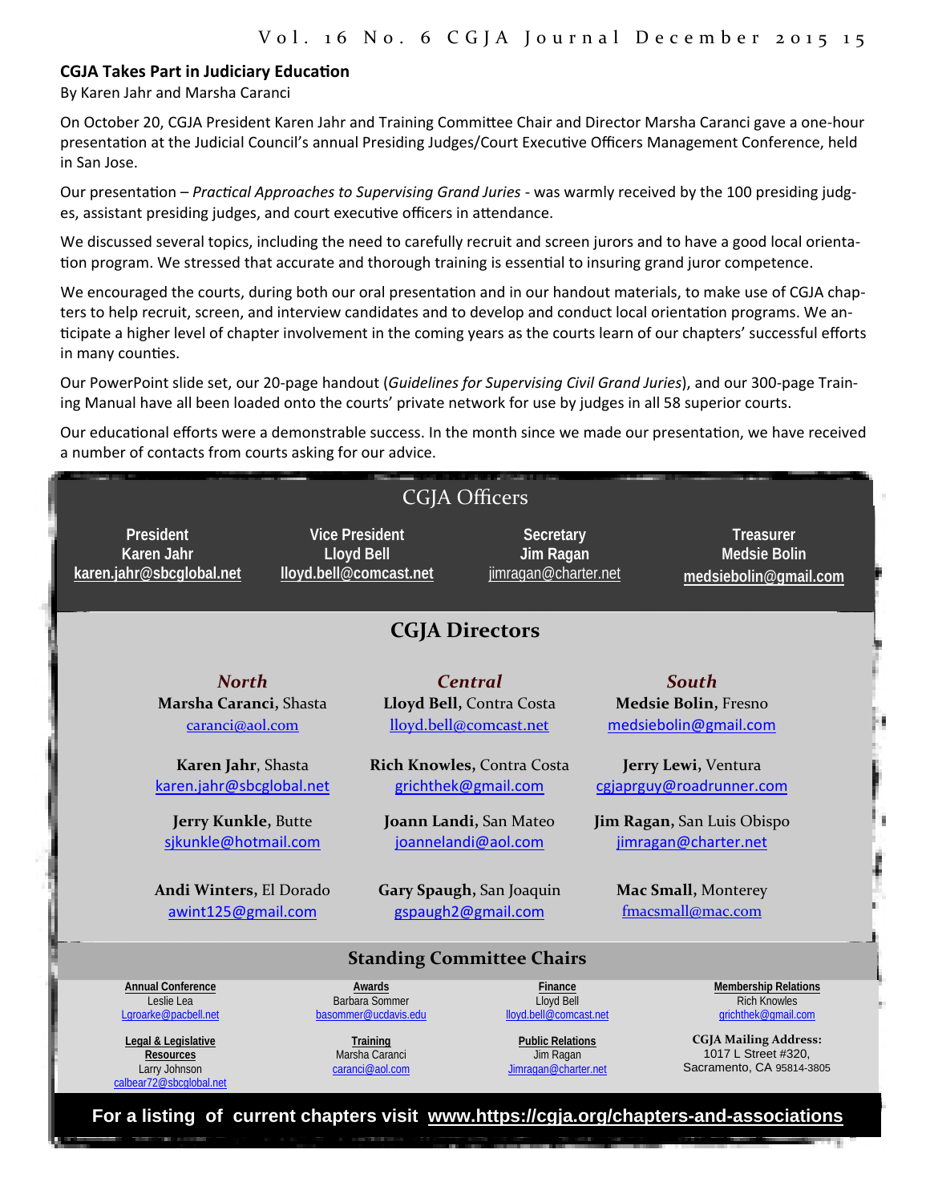## CGJA Takes Part in Judiciary Education

By Karen Jahr and Marsha Caranci

On October 20, CGJA President Karen Jahr and Training Committee Chair and Director Marsha Caranci gave a one-hour presentation at the Judicial Council's annual Presiding Judges/Court Executive Officers Management Conference, held in San Jose.

Our presentation – *Practical Approaches to Supervising Grand Juries* - was warmly received by the 100 presiding judges, assistant presiding judges, and court executive officers in attendance.

We discussed several topics, including the need to carefully recruit and screen jurors and to have a good local orientation program. We stressed that accurate and thorough training is essential to insuring grand juror competence.

We encouraged the courts, during both our oral presentation and in our handout materials, to make use of CGJA chapters to help recruit, screen, and interview candidates and to develop and conduct local orientation programs. We anticipate a higher level of chapter involvement in the coming years as the courts learn of our chapters' successful efforts in many counties.

Our PowerPoint slide set, our 20-page handout (*Guidelines for Supervising Civil Grand Juries*), and our 300-page Training Manual have all been loaded onto the courts' private network for use by judges in all 58 superior courts.

Our educational efforts were a demonstrable success. In the month since we made our presentation, we have received a number of contacts from courts asking for our advice.

## CGJA Officers

| President | Vice President | Secretary | Treasurer |
|---|---|---|---|
| Karen Jahr | Lloyd Bell | Jim Ragan | Medsie Bolin |
| karen.jahr@sbcglobal.net | lloyd.bell@comcast.net | jimragan@charter.net | medsiebolin@gmail.com |

## CGJA Directors

| *North* | *Central* | *South* |
|---|---|---|
| **Marsha Caranci,** Shasta caranci@aol.com | **Lloyd Bell,** Contra Costa lloyd.bell@comcast.net | **Medsie Bolin,** Fresno medsiebolin@gmail.com |
| **Karen Jahr**, Shasta karen.jahr@sbcglobal.net | **Rich Knowles,** Contra Costa grichthek@gmail.com | **Jerry Lewi,** Ventura cgjaprguy@roadrunner.com |
| **Jerry Kunkle,** Butte sjkunkle@hotmail.com | **Joann Landi,** San Mateo joannelandi@aol.com | **Jim Ragan,** San Luis Obispo jimragan@charter.net |
| **Andi Winters,** El Dorado awint125@gmail.com | **Gary Spaugh,** San Joaquin gspaugh2@gmail.com | **Mac Small,** Monterey fmacsmall@mac.com |

## Standing Committee Chairs

**Annual Conference**
Leslie Lea
Lgroarke@pacbell.net

**Awards**
Barbara Sommer
basommer@ucdavis.edu

**Finance**
Lloyd Bell
lloyd.bell@comcast.net

**Membership Relations**
Rich Knowles
grichthek@gmail.com

**Legal & Legislative Resources**
Larry Johnson
calbear72@sbcglobal.net

**Training**
Marsha Caranci
caranci@aol.com

**Public Relations**
Jim Ragan
Jimragan@charter.net

**CGJA Mailing Address:**
1017 L Street #320,
Sacramento, CA 95814-3805

**For a listing of current chapters visit www.https://cgja.org/chapters-and-associations**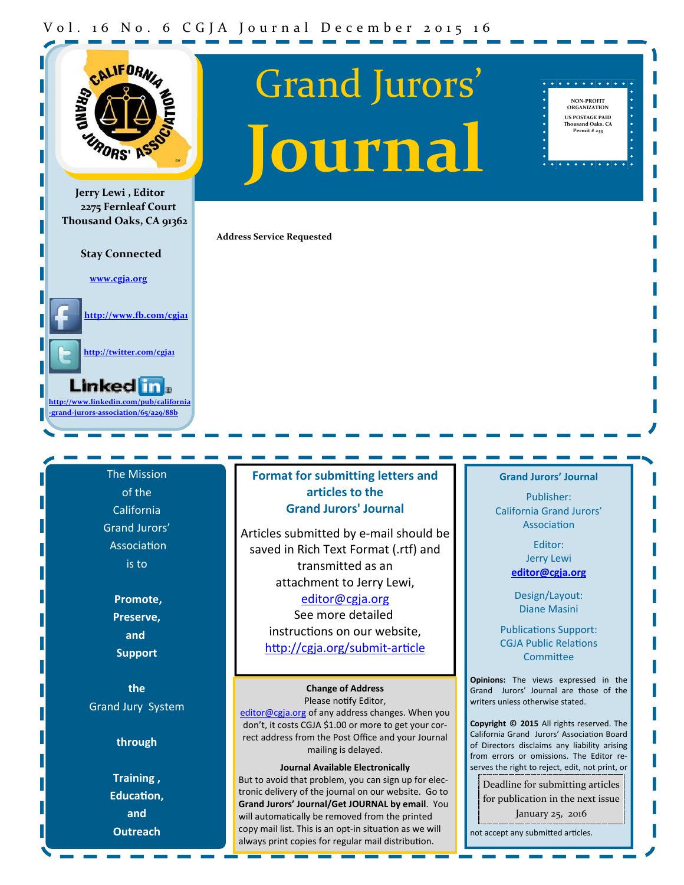# Grand Jurors' Journal

NON-PROFIT ORGANIZATION
US POSTAGE PAID
Thousand Oaks, CA
Permit # 233

Jerry Lewi , Editor
2275 Fernleaf Court
Thousand Oaks, CA 91362

Address Service Requested

**Stay Connected**

www.cgja.org

http://www.fb.com/cgja1

http://twitter.com/cgja1

LinkedIn
http://www.linkedin.com/pub/california-grand-jurors-association/65/a29/88b

The Mission of the California Grand Jurors' Association is to

**Promote, Preserve, and Support**

**the** Grand Jury System

**through**

**Training , Education, and Outreach**

## Format for submitting letters and articles to the Grand Jurors' Journal

Articles submitted by e-mail should be saved in Rich Text Format (.rtf) and transmitted as an attachment to Jerry Lewi, editor@cgja.org
See more detailed instructions on our website, http://cgja.org/submit-article

**Change of Address**
Please notify Editor, editor@cgja.org of any address changes. When you don't, it costs CGJA $1.00 or more to get your correct address from the Post Office and your Journal mailing is delayed.

**Journal Available Electronically**
But to avoid that problem, you can sign up for electronic delivery of the journal on our website. Go to **Grand Jurors' Journal/Get JOURNAL by email**. You will automatically be removed from the printed copy mail list. This is an opt-in situation as we will always print copies for regular mail distribution.

**Grand Jurors' Journal**

Publisher:
California Grand Jurors' Association

Editor:
Jerry Lewi
**editor@cgja.org**

Design/Layout:
Diane Masini

Publications Support:
CGJA Public Relations Committee

**Opinions:** The views expressed in the Grand Jurors' Journal are those of the writers unless otherwise stated.

**Copyright © 2015** All rights reserved. The California Grand Jurors' Association Board of Directors disclaims any liability arising from errors or omissions. The Editor reserves the right to reject, edit, not print, or not accept any submitted articles.

Deadline for submitting articles for publication in the next issue
January 25, 2016